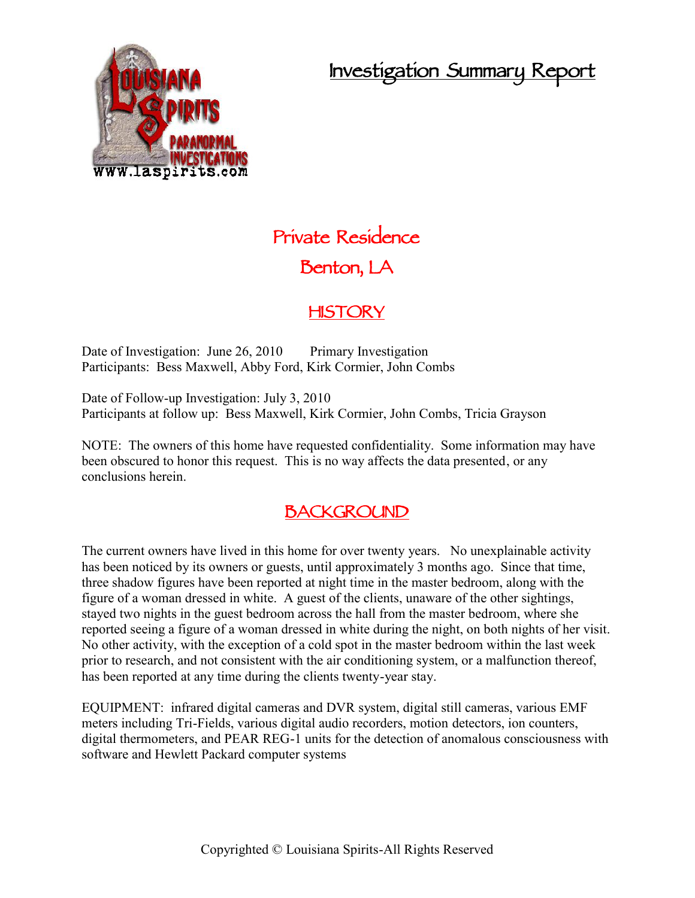# Investigation Summary Report

## Private Residence

## Benton, LA

## HISTORY

Date of Investigation: June 26, 2010 Primary Investigation
Participants: Bess Maxwell, Abby Ford, Kirk Cormier, John Combs

Date of Follow-up Investigation: July 3, 2010
Participants at follow up: Bess Maxwell, Kirk Cormier, John Combs, Tricia Grayson

NOTE: The owners of this home have requested confidentiality. Some information may have been obscured to honor this request. This is no way affects the data presented, or any conclusions herein.

## BACKGROUND

The current owners have lived in this home for over twenty years. No unexplainable activity has been noticed by its owners or guests, until approximately 3 months ago. Since that time, three shadow figures have been reported at night time in the master bedroom, along with the figure of a woman dressed in white. A guest of the clients, unaware of the other sightings, stayed two nights in the guest bedroom across the hall from the master bedroom, where she reported seeing a figure of a woman dressed in white during the night, on both nights of her visit. No other activity, with the exception of a cold spot in the master bedroom within the last week prior to research, and not consistent with the air conditioning system, or a malfunction thereof, has been reported at any time during the clients twenty-year stay.

EQUIPMENT: infrared digital cameras and DVR system, digital still cameras, various EMF meters including Tri-Fields, various digital audio recorders, motion detectors, ion counters, digital thermometers, and PEAR REG-1 units for the detection of anomalous consciousness with software and Hewlett Packard computer systems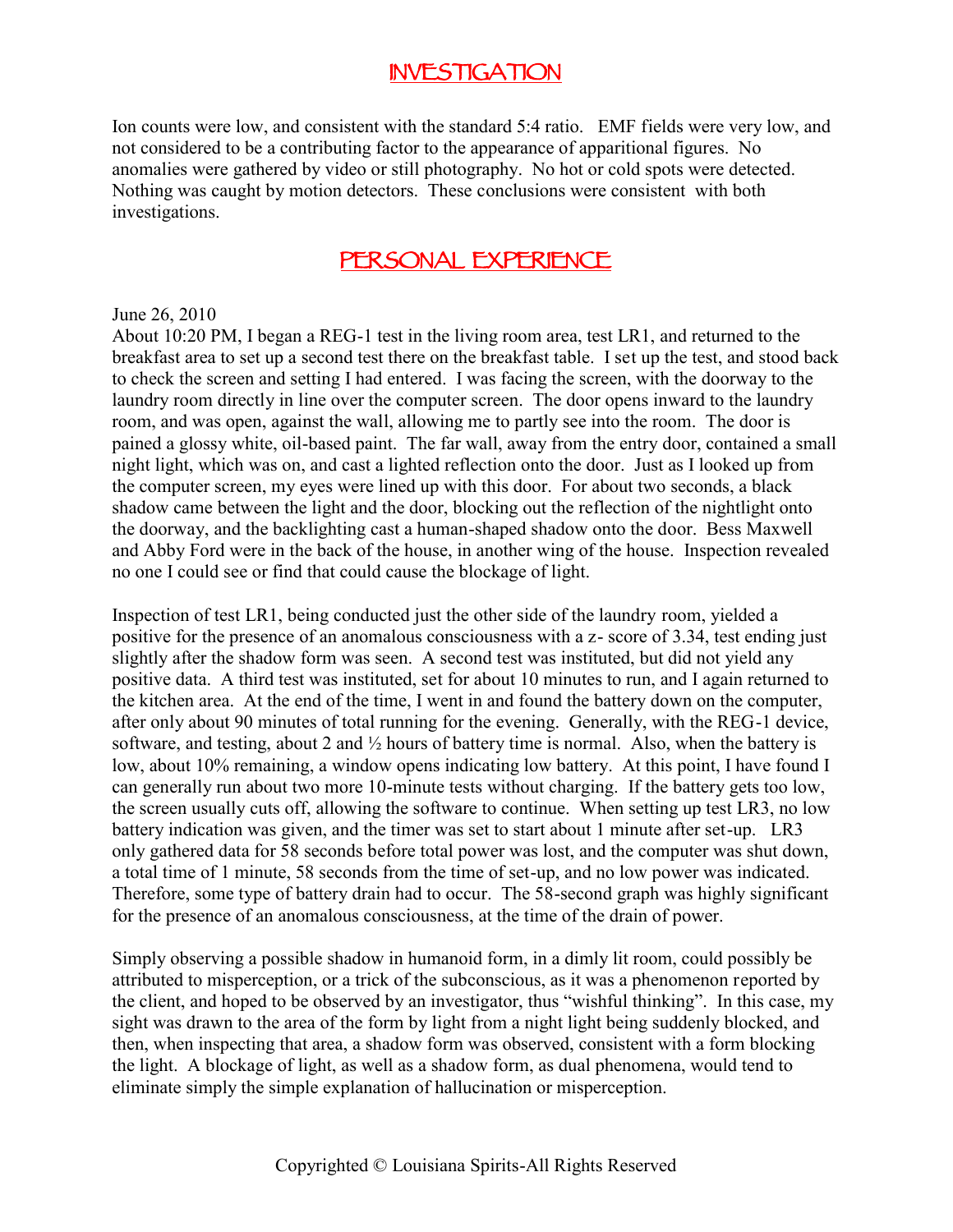# INVESTIGATION

Ion counts were low, and consistent with the standard 5:4 ratio. EMF fields were very low, and not considered to be a contributing factor to the appearance of apparitional figures. No anomalies were gathered by video or still photography. No hot or cold spots were detected. Nothing was caught by motion detectors. These conclusions were consistent with both investigations.

# PERSONAL EXPERIENCE

June 26, 2010
About 10:20 PM, I began a REG-1 test in the living room area, test LR1, and returned to the breakfast area to set up a second test there on the breakfast table. I set up the test, and stood back to check the screen and setting I had entered. I was facing the screen, with the doorway to the laundry room directly in line over the computer screen. The door opens inward to the laundry room, and was open, against the wall, allowing me to partly see into the room. The door is pained a glossy white, oil-based paint. The far wall, away from the entry door, contained a small night light, which was on, and cast a lighted reflection onto the door. Just as I looked up from the computer screen, my eyes were lined up with this door. For about two seconds, a black shadow came between the light and the door, blocking out the reflection of the nightlight onto the doorway, and the backlighting cast a human-shaped shadow onto the door. Bess Maxwell and Abby Ford were in the back of the house, in another wing of the house. Inspection revealed no one I could see or find that could cause the blockage of light.

Inspection of test LR1, being conducted just the other side of the laundry room, yielded a positive for the presence of an anomalous consciousness with a z- score of 3.34, test ending just slightly after the shadow form was seen. A second test was instituted, but did not yield any positive data. A third test was instituted, set for about 10 minutes to run, and I again returned to the kitchen area. At the end of the time, I went in and found the battery down on the computer, after only about 90 minutes of total running for the evening. Generally, with the REG-1 device, software, and testing, about 2 and ½ hours of battery time is normal. Also, when the battery is low, about 10% remaining, a window opens indicating low battery. At this point, I have found I can generally run about two more 10-minute tests without charging. If the battery gets too low, the screen usually cuts off, allowing the software to continue. When setting up test LR3, no low battery indication was given, and the timer was set to start about 1 minute after set-up. LR3 only gathered data for 58 seconds before total power was lost, and the computer was shut down, a total time of 1 minute, 58 seconds from the time of set-up, and no low power was indicated. Therefore, some type of battery drain had to occur. The 58-second graph was highly significant for the presence of an anomalous consciousness, at the time of the drain of power.

Simply observing a possible shadow in humanoid form, in a dimly lit room, could possibly be attributed to misperception, or a trick of the subconscious, as it was a phenomenon reported by the client, and hoped to be observed by an investigator, thus "wishful thinking". In this case, my sight was drawn to the area of the form by light from a night light being suddenly blocked, and then, when inspecting that area, a shadow form was observed, consistent with a form blocking the light. A blockage of light, as well as a shadow form, as dual phenomena, would tend to eliminate simply the simple explanation of hallucination or misperception.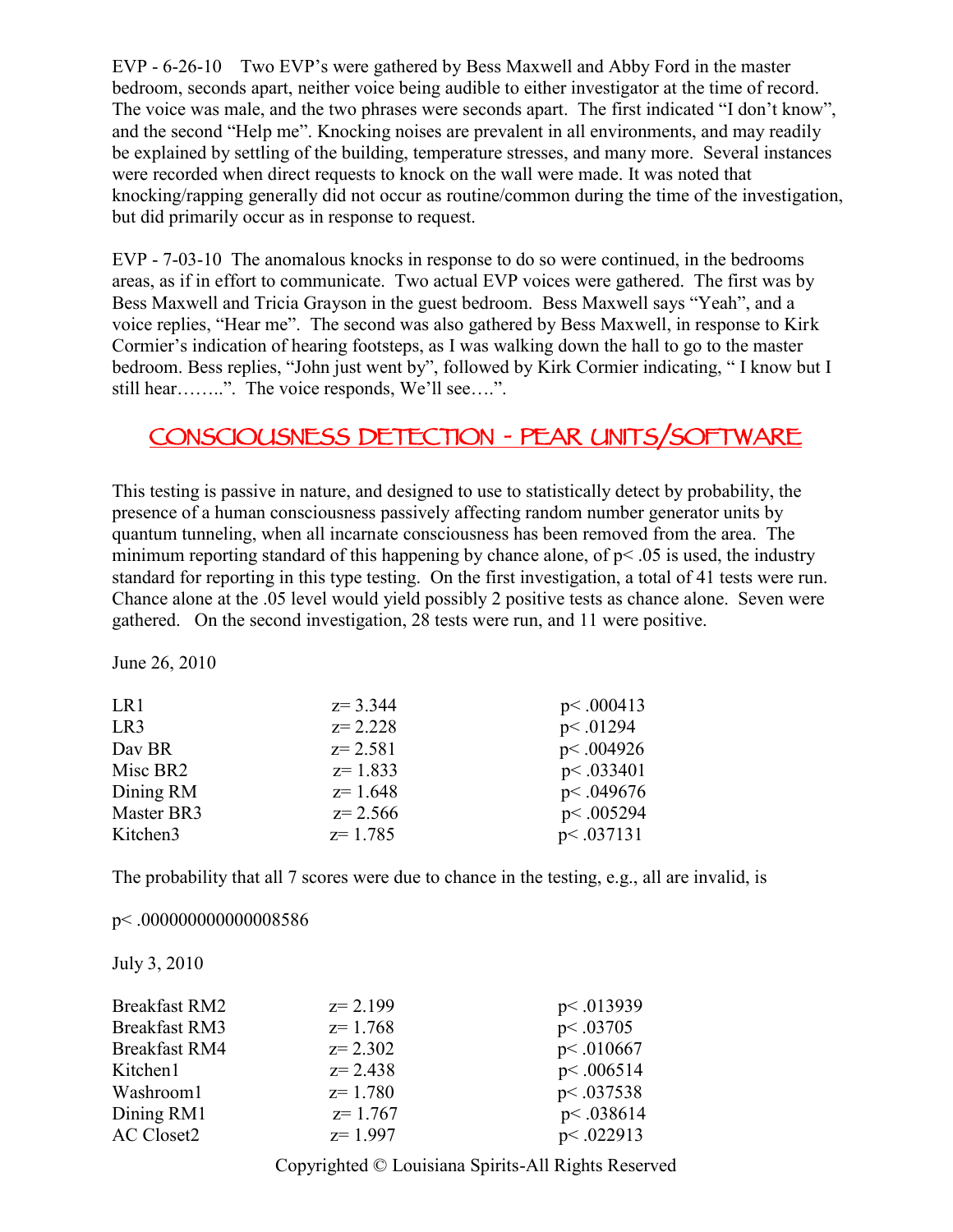EVP - 6-26-10  Two EVP's were gathered by Bess Maxwell and Abby Ford in the master bedroom, seconds apart, neither voice being audible to either investigator at the time of record. The voice was male, and the two phrases were seconds apart. The first indicated "I don't know", and the second "Help me". Knocking noises are prevalent in all environments, and may readily be explained by settling of the building, temperature stresses, and many more. Several instances were recorded when direct requests to knock on the wall were made. It was noted that knocking/rapping generally did not occur as routine/common during the time of the investigation, but did primarily occur as in response to request.

EVP - 7-03-10  The anomalous knocks in response to do so were continued, in the bedrooms areas, as if in effort to communicate. Two actual EVP voices were gathered. The first was by Bess Maxwell and Tricia Grayson in the guest bedroom. Bess Maxwell says "Yeah", and a voice replies, "Hear me". The second was also gathered by Bess Maxwell, in response to Kirk Cormier's indication of hearing footsteps, as I was walking down the hall to go to the master bedroom. Bess replies, "John just went by", followed by Kirk Cormier indicating, " I know but I still hear……..". The voice responds, We'll see….".

## CONSCIOUSNESS DETECTION - PEAR UNITS/SOFTWARE

This testing is passive in nature, and designed to use to statistically detect by probability, the presence of a human consciousness passively affecting random number generator units by quantum tunneling, when all incarnate consciousness has been removed from the area. The minimum reporting standard of this happening by chance alone, of $p < .05$ is used, the industry standard for reporting in this type testing. On the first investigation, a total of 41 tests were run. Chance alone at the .05 level would yield possibly 2 positive tests as chance alone. Seven were gathered. On the second investigation, 28 tests were run, and 11 were positive.

June 26, 2010

| | | |
|---|---|---|
| LR1 | $z = 3.344$ | $p < .000413$ |
| LR3 | $z = 2.228$ | $p < .01294$ |
| Dav BR | $z = 2.581$ | $p < .004926$ |
| Misc BR2 | $z = 1.833$ | $p < .033401$ |
| Dining RM | $z = 1.648$ | $p < .049676$ |
| Master BR3 | $z = 2.566$ | $p < .005294$ |
| Kitchen3 | $z = 1.785$ | $p < .037131$ |

The probability that all 7 scores were due to chance in the testing, e.g., all are invalid, is

$p < .000000000000008586$

July 3, 2010

| | | |
|---|---|---|
| Breakfast RM2 | $z = 2.199$ | $p < .013939$ |
| Breakfast RM3 | $z = 1.768$ | $p < .03705$ |
| Breakfast RM4 | $z = 2.302$ | $p < .010667$ |
| Kitchen1 | $z = 2.438$ | $p < .006514$ |
| Washroom1 | $z = 1.780$ | $p < .037538$ |
| Dining RM1 | $z = 1.767$ | $p < .038614$ |
| AC Closet2 | $z = 1.997$ | $p < .022913$ |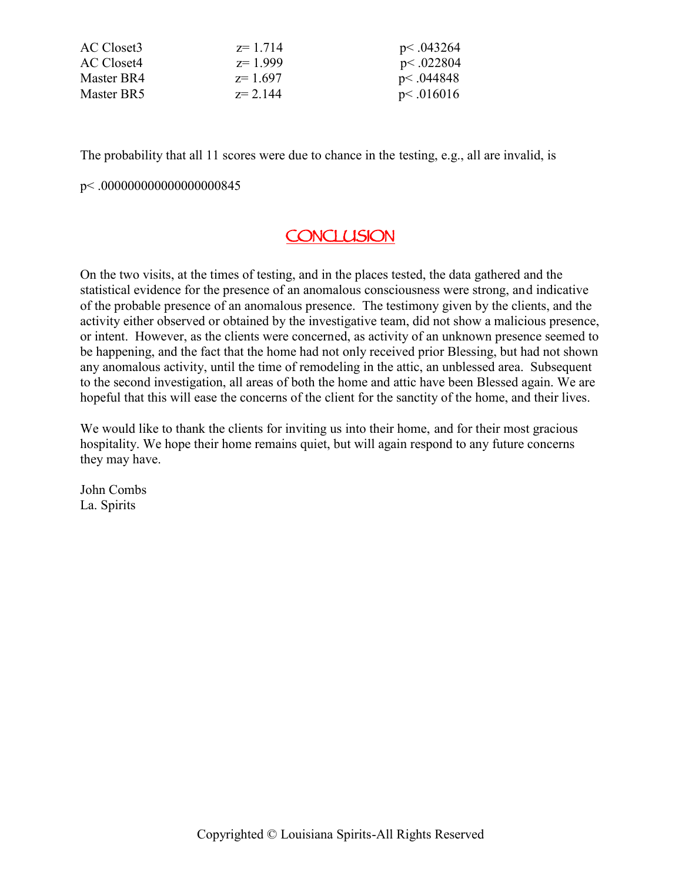| | | |
|---|---|---|
| AC Closet3 | $z = 1.714$ | $p < .043264$ |
| AC Closet4 | $z = 1.999$ | $p < .022804$ |
| Master BR4 | $z = 1.697$ | $p < .044848$ |
| Master BR5 | $z = 2.144$ | $p < .016016$ |

The probability that all 11 scores were due to chance in the testing, e.g., all are invalid, is

$p < .000000000000000000845$

## CONCLUSION

On the two visits, at the times of testing, and in the places tested, the data gathered and the statistical evidence for the presence of an anomalous consciousness were strong, and indicative of the probable presence of an anomalous presence. The testimony given by the clients, and the activity either observed or obtained by the investigative team, did not show a malicious presence, or intent. However, as the clients were concerned, as activity of an unknown presence seemed to be happening, and the fact that the home had not only received prior Blessing, but had not shown any anomalous activity, until the time of remodeling in the attic, an unblessed area. Subsequent to the second investigation, all areas of both the home and attic have been Blessed again. We are hopeful that this will ease the concerns of the client for the sanctity of the home, and their lives.

We would like to thank the clients for inviting us into their home, and for their most gracious hospitality. We hope their home remains quiet, but will again respond to any future concerns they may have.

John Combs
La. Spirits

Copyrighted © Louisiana Spirits-All Rights Reserved